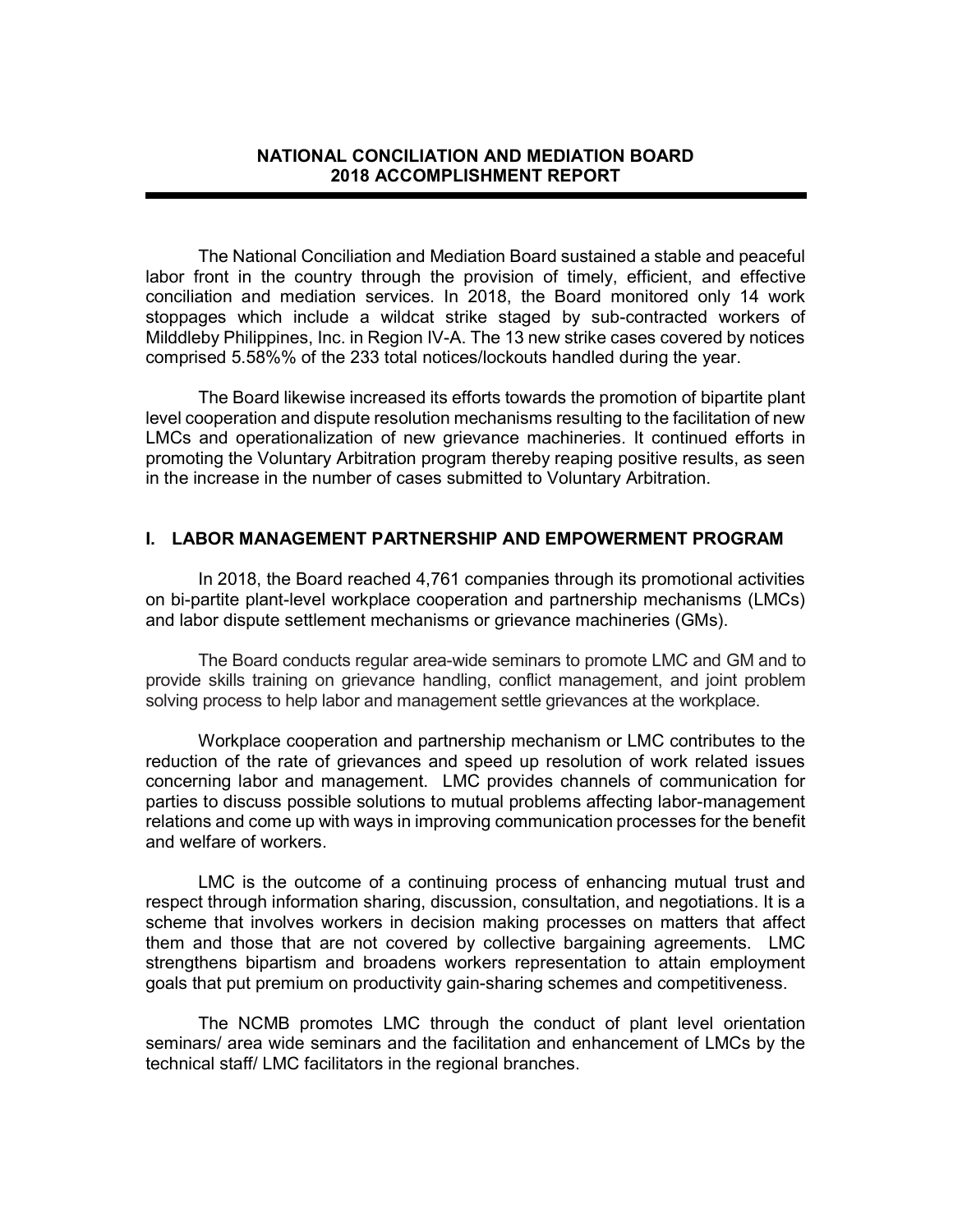# NATIONAL CONCILIATION AND MEDIATION BOARD
# 2018 ACCOMPLISHMENT REPORT

The National Conciliation and Mediation Board sustained a stable and peaceful labor front in the country through the provision of timely, efficient, and effective conciliation and mediation services. In 2018, the Board monitored only 14 work stoppages which include a wildcat strike staged by sub-contracted workers of Milddleby Philippines, Inc. in Region IV-A. The 13 new strike cases covered by notices comprised 5.58%% of the 233 total notices/lockouts handled during the year.

The Board likewise increased its efforts towards the promotion of bipartite plant level cooperation and dispute resolution mechanisms resulting to the facilitation of new LMCs and operationalization of new grievance machineries. It continued efforts in promoting the Voluntary Arbitration program thereby reaping positive results, as seen in the increase in the number of cases submitted to Voluntary Arbitration.

## I. LABOR MANAGEMENT PARTNERSHIP AND EMPOWERMENT PROGRAM

In 2018, the Board reached 4,761 companies through its promotional activities on bi-partite plant-level workplace cooperation and partnership mechanisms (LMCs) and labor dispute settlement mechanisms or grievance machineries (GMs).

The Board conducts regular area-wide seminars to promote LMC and GM and to provide skills training on grievance handling, conflict management, and joint problem solving process to help labor and management settle grievances at the workplace.

Workplace cooperation and partnership mechanism or LMC contributes to the reduction of the rate of grievances and speed up resolution of work related issues concerning labor and management. LMC provides channels of communication for parties to discuss possible solutions to mutual problems affecting labor-management relations and come up with ways in improving communication processes for the benefit and welfare of workers.

LMC is the outcome of a continuing process of enhancing mutual trust and respect through information sharing, discussion, consultation, and negotiations. It is a scheme that involves workers in decision making processes on matters that affect them and those that are not covered by collective bargaining agreements. LMC strengthens bipartism and broadens workers representation to attain employment goals that put premium on productivity gain-sharing schemes and competitiveness.

The NCMB promotes LMC through the conduct of plant level orientation seminars/ area wide seminars and the facilitation and enhancement of LMCs by the technical staff/ LMC facilitators in the regional branches.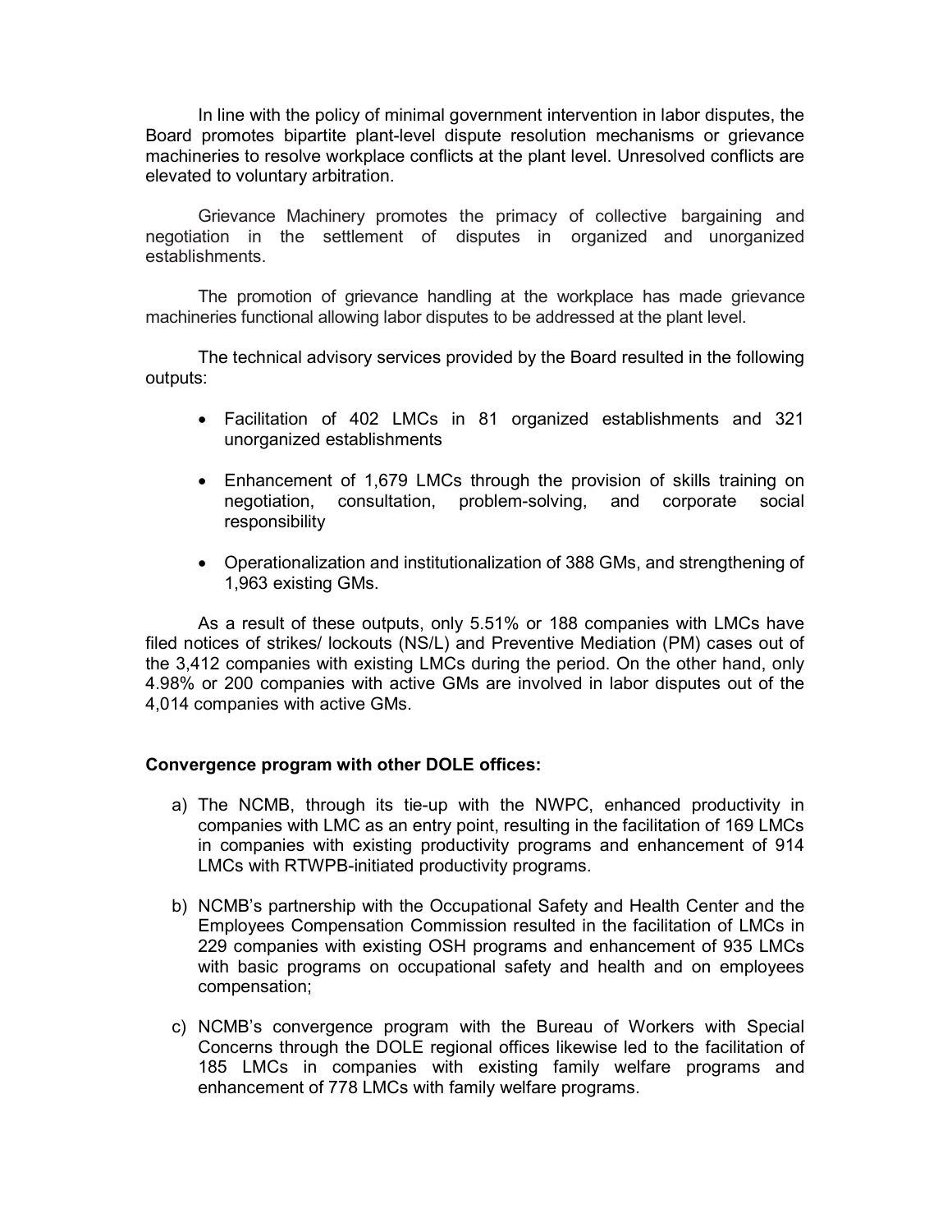In line with the policy of minimal government intervention in labor disputes, the Board promotes bipartite plant-level dispute resolution mechanisms or grievance machineries to resolve workplace conflicts at the plant level. Unresolved conflicts are elevated to voluntary arbitration.

Grievance Machinery promotes the primacy of collective bargaining and negotiation in the settlement of disputes in organized and unorganized establishments.

The promotion of grievance handling at the workplace has made grievance machineries functional allowing labor disputes to be addressed at the plant level.

The technical advisory services provided by the Board resulted in the following outputs:

- Facilitation of 402 LMCs in 81 organized establishments and 321 unorganized establishments
- Enhancement of 1,679 LMCs through the provision of skills training on negotiation, consultation, problem-solving, and corporate social responsibility
- Operationalization and institutionalization of 388 GMs, and strengthening of 1,963 existing GMs.

As a result of these outputs, only 5.51% or 188 companies with LMCs have filed notices of strikes/ lockouts (NS/L) and Preventive Mediation (PM) cases out of the 3,412 companies with existing LMCs during the period. On the other hand, only 4.98% or 200 companies with active GMs are involved in labor disputes out of the 4,014 companies with active GMs.

**Convergence program with other DOLE offices:**

a) The NCMB, through its tie-up with the NWPC, enhanced productivity in companies with LMC as an entry point, resulting in the facilitation of 169 LMCs in companies with existing productivity programs and enhancement of 914 LMCs with RTWPB-initiated productivity programs.

b) NCMB's partnership with the Occupational Safety and Health Center and the Employees Compensation Commission resulted in the facilitation of LMCs in 229 companies with existing OSH programs and enhancement of 935 LMCs with basic programs on occupational safety and health and on employees compensation;

c) NCMB's convergence program with the Bureau of Workers with Special Concerns through the DOLE regional offices likewise led to the facilitation of 185 LMCs in companies with existing family welfare programs and enhancement of 778 LMCs with family welfare programs.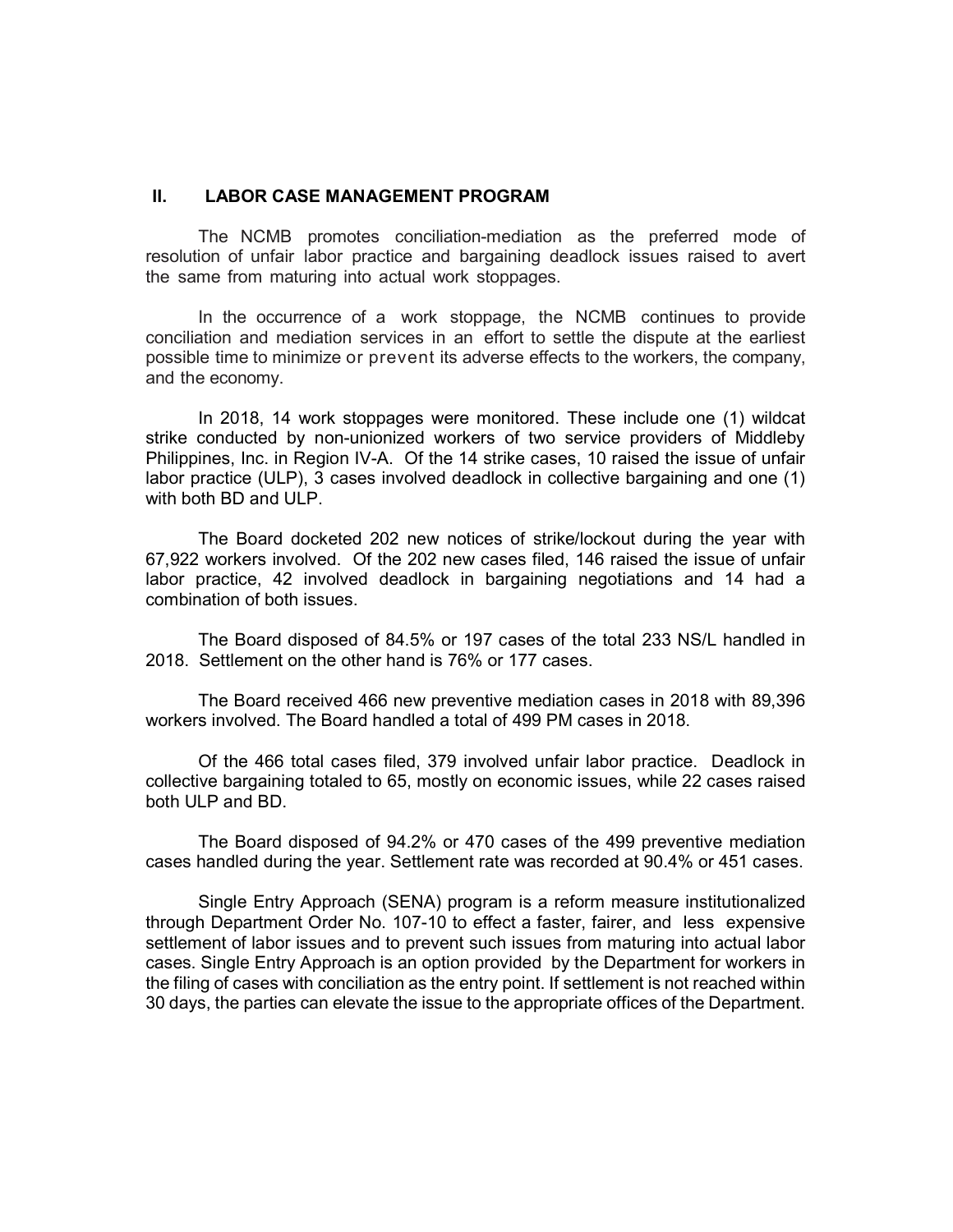## II. LABOR CASE MANAGEMENT PROGRAM

The NCMB promotes conciliation-mediation as the preferred mode of resolution of unfair labor practice and bargaining deadlock issues raised to avert the same from maturing into actual work stoppages.

In the occurrence of a work stoppage, the NCMB continues to provide conciliation and mediation services in an effort to settle the dispute at the earliest possible time to minimize or prevent its adverse effects to the workers, the company, and the economy.

In 2018, 14 work stoppages were monitored. These include one (1) wildcat strike conducted by non-unionized workers of two service providers of Middleby Philippines, Inc. in Region IV-A. Of the 14 strike cases, 10 raised the issue of unfair labor practice (ULP), 3 cases involved deadlock in collective bargaining and one (1) with both BD and ULP.

The Board docketed 202 new notices of strike/lockout during the year with 67,922 workers involved. Of the 202 new cases filed, 146 raised the issue of unfair labor practice, 42 involved deadlock in bargaining negotiations and 14 had a combination of both issues.

The Board disposed of 84.5% or 197 cases of the total 233 NS/L handled in 2018. Settlement on the other hand is 76% or 177 cases.

The Board received 466 new preventive mediation cases in 2018 with 89,396 workers involved. The Board handled a total of 499 PM cases in 2018.

Of the 466 total cases filed, 379 involved unfair labor practice. Deadlock in collective bargaining totaled to 65, mostly on economic issues, while 22 cases raised both ULP and BD.

The Board disposed of 94.2% or 470 cases of the 499 preventive mediation cases handled during the year. Settlement rate was recorded at 90.4% or 451 cases.

Single Entry Approach (SENA) program is a reform measure institutionalized through Department Order No. 107-10 to effect a faster, fairer, and less expensive settlement of labor issues and to prevent such issues from maturing into actual labor cases. Single Entry Approach is an option provided by the Department for workers in the filing of cases with conciliation as the entry point. If settlement is not reached within 30 days, the parties can elevate the issue to the appropriate offices of the Department.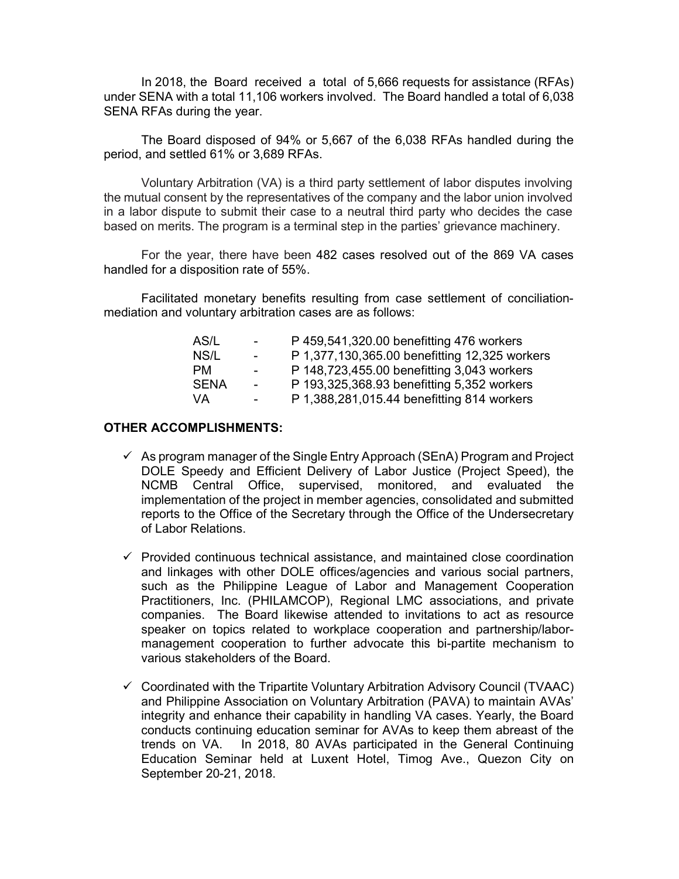In 2018, the Board received a total of 5,666 requests for assistance (RFAs) under SENA with a total 11,106 workers involved. The Board handled a total of 6,038 SENA RFAs during the year.

The Board disposed of 94% or 5,667 of the 6,038 RFAs handled during the period, and settled 61% or 3,689 RFAs.

Voluntary Arbitration (VA) is a third party settlement of labor disputes involving the mutual consent by the representatives of the company and the labor union involved in a labor dispute to submit their case to a neutral third party who decides the case based on merits. The program is a terminal step in the parties' grievance machinery.

For the year, there have been 482 cases resolved out of the 869 VA cases handled for a disposition rate of 55%.

Facilitated monetary benefits resulting from case settlement of conciliation-mediation and voluntary arbitration cases are as follows:

| | | |
|---|---|---|
| AS/L | - | P 459,541,320.00 benefitting 476 workers |
| NS/L | - | P 1,377,130,365.00 benefitting 12,325 workers |
| PM | - | P 148,723,455.00 benefitting 3,043 workers |
| SENA | - | P 193,325,368.93 benefitting 5,352 workers |
| VA | - | P 1,388,281,015.44 benefitting 814 workers |

**OTHER ACCOMPLISHMENTS:**

- ✓ As program manager of the Single Entry Approach (SEnA) Program and Project DOLE Speedy and Efficient Delivery of Labor Justice (Project Speed), the NCMB Central Office, supervised, monitored, and evaluated the implementation of the project in member agencies, consolidated and submitted reports to the Office of the Secretary through the Office of the Undersecretary of Labor Relations.

- ✓ Provided continuous technical assistance, and maintained close coordination and linkages with other DOLE offices/agencies and various social partners, such as the Philippine League of Labor and Management Cooperation Practitioners, Inc. (PHILAMCOP), Regional LMC associations, and private companies. The Board likewise attended to invitations to act as resource speaker on topics related to workplace cooperation and partnership/labor-management cooperation to further advocate this bi-partite mechanism to various stakeholders of the Board.

- ✓ Coordinated with the Tripartite Voluntary Arbitration Advisory Council (TVAAC) and Philippine Association on Voluntary Arbitration (PAVA) to maintain AVAs' integrity and enhance their capability in handling VA cases. Yearly, the Board conducts continuing education seminar for AVAs to keep them abreast of the trends on VA. In 2018, 80 AVAs participated in the General Continuing Education Seminar held at Luxent Hotel, Timog Ave., Quezon City on September 20-21, 2018.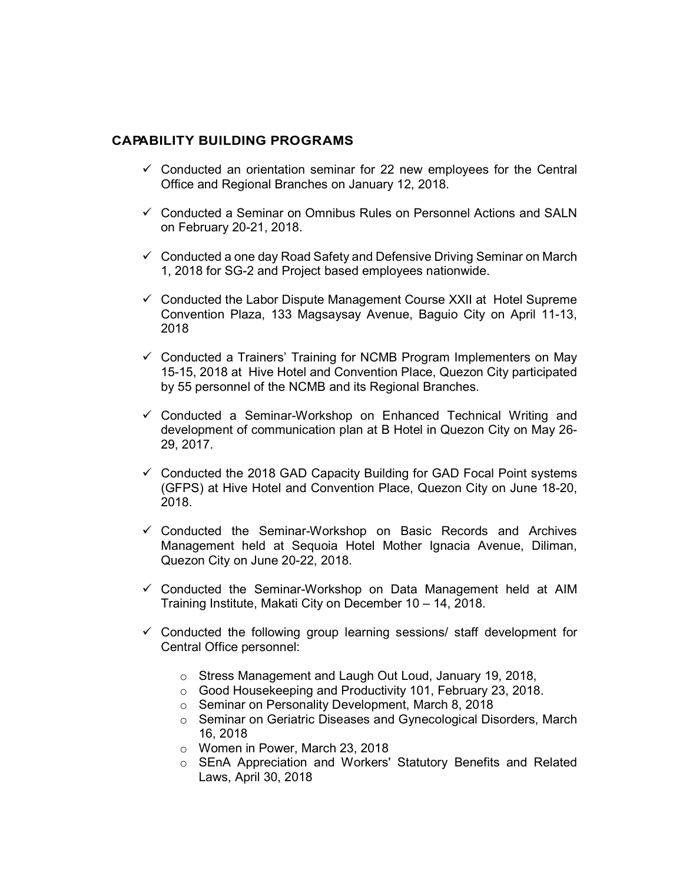## CAPABILITY BUILDING PROGRAMS

- ✓ Conducted an orientation seminar for 22 new employees for the Central Office and Regional Branches on January 12, 2018.
- ✓ Conducted a Seminar on Omnibus Rules on Personnel Actions and SALN on February 20-21, 2018.
- ✓ Conducted a one day Road Safety and Defensive Driving Seminar on March 1, 2018 for SG-2 and Project based employees nationwide.
- ✓ Conducted the Labor Dispute Management Course XXII at Hotel Supreme Convention Plaza, 133 Magsaysay Avenue, Baguio City on April 11-13, 2018
- ✓ Conducted a Trainers' Training for NCMB Program Implementers on May 15-15, 2018 at Hive Hotel and Convention Place, Quezon City participated by 55 personnel of the NCMB and its Regional Branches.
- ✓ Conducted a Seminar-Workshop on Enhanced Technical Writing and development of communication plan at B Hotel in Quezon City on May 26-29, 2017.
- ✓ Conducted the 2018 GAD Capacity Building for GAD Focal Point systems (GFPS) at Hive Hotel and Convention Place, Quezon City on June 18-20, 2018.
- ✓ Conducted the Seminar-Workshop on Basic Records and Archives Management held at Sequoia Hotel Mother Ignacia Avenue, Diliman, Quezon City on June 20-22, 2018.
- ✓ Conducted the Seminar-Workshop on Data Management held at AIM Training Institute, Makati City on December 10 – 14, 2018.
- ✓ Conducted the following group learning sessions/ staff development for Central Office personnel:
  - Stress Management and Laugh Out Loud, January 19, 2018,
  - Good Housekeeping and Productivity 101, February 23, 2018.
  - Seminar on Personality Development, March 8, 2018
  - Seminar on Geriatric Diseases and Gynecological Disorders, March 16, 2018
  - Women in Power, March 23, 2018
  - SEnA Appreciation and Workers' Statutory Benefits and Related Laws, April 30, 2018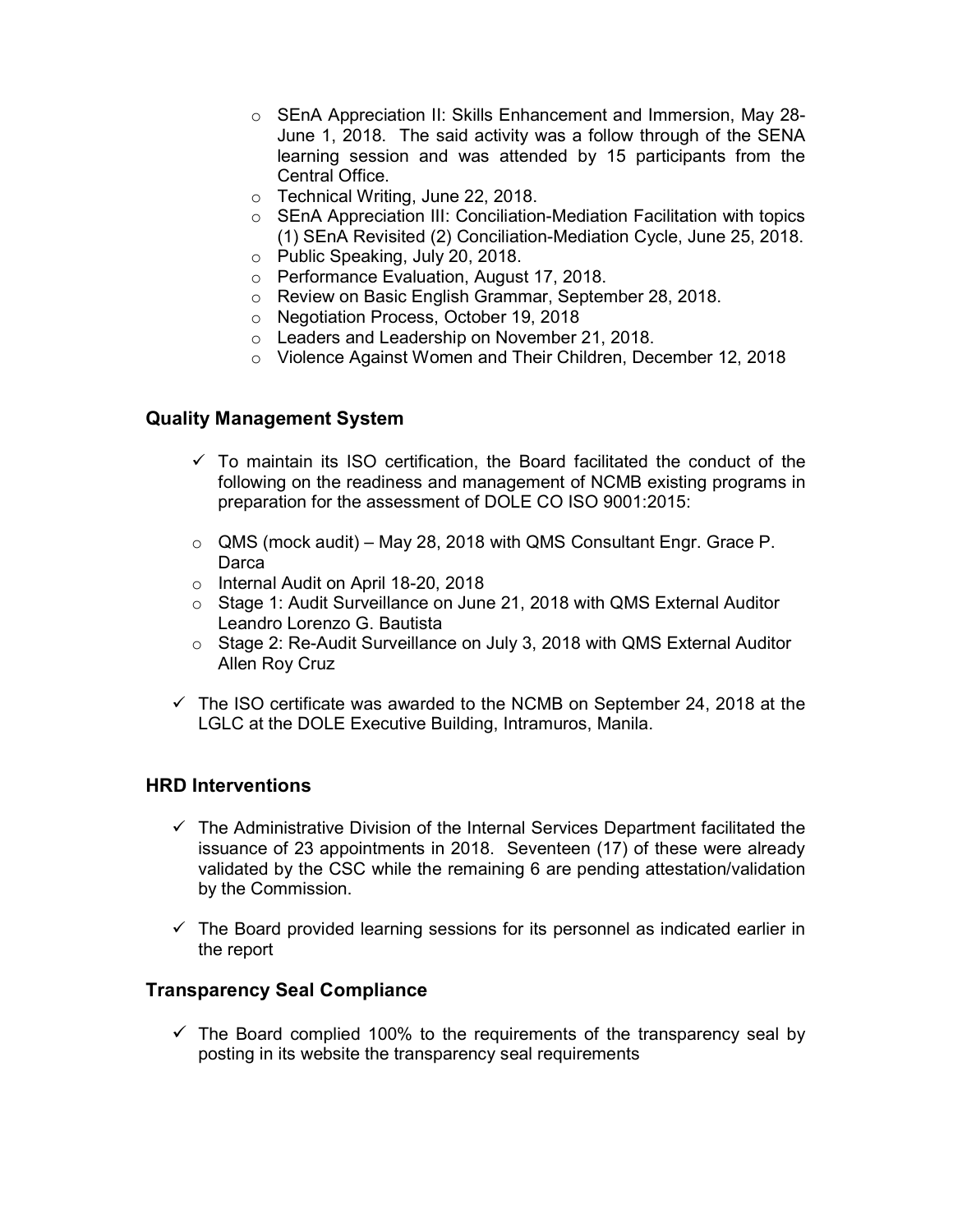- SEnA Appreciation II: Skills Enhancement and Immersion, May 28-June 1, 2018. The said activity was a follow through of the SENA learning session and was attended by 15 participants from the Central Office.
- Technical Writing, June 22, 2018.
- SEnA Appreciation III: Conciliation-Mediation Facilitation with topics (1) SEnA Revisited (2) Conciliation-Mediation Cycle, June 25, 2018.
- Public Speaking, July 20, 2018.
- Performance Evaluation, August 17, 2018.
- Review on Basic English Grammar, September 28, 2018.
- Negotiation Process, October 19, 2018
- Leaders and Leadership on November 21, 2018.
- Violence Against Women and Their Children, December 12, 2018

## Quality Management System

- ✓ To maintain its ISO certification, the Board facilitated the conduct of the following on the readiness and management of NCMB existing programs in preparation for the assessment of DOLE CO ISO 9001:2015:

  - QMS (mock audit) – May 28, 2018 with QMS Consultant Engr. Grace P. Darca
  - Internal Audit on April 18-20, 2018
  - Stage 1: Audit Surveillance on June 21, 2018 with QMS External Auditor Leandro Lorenzo G. Bautista
  - Stage 2: Re-Audit Surveillance on July 3, 2018 with QMS External Auditor Allen Roy Cruz

- ✓ The ISO certificate was awarded to the NCMB on September 24, 2018 at the LGLC at the DOLE Executive Building, Intramuros, Manila.

## HRD Interventions

- ✓ The Administrative Division of the Internal Services Department facilitated the issuance of 23 appointments in 2018. Seventeen (17) of these were already validated by the CSC while the remaining 6 are pending attestation/validation by the Commission.

- ✓ The Board provided learning sessions for its personnel as indicated earlier in the report

## Transparency Seal Compliance

- ✓ The Board complied 100% to the requirements of the transparency seal by posting in its website the transparency seal requirements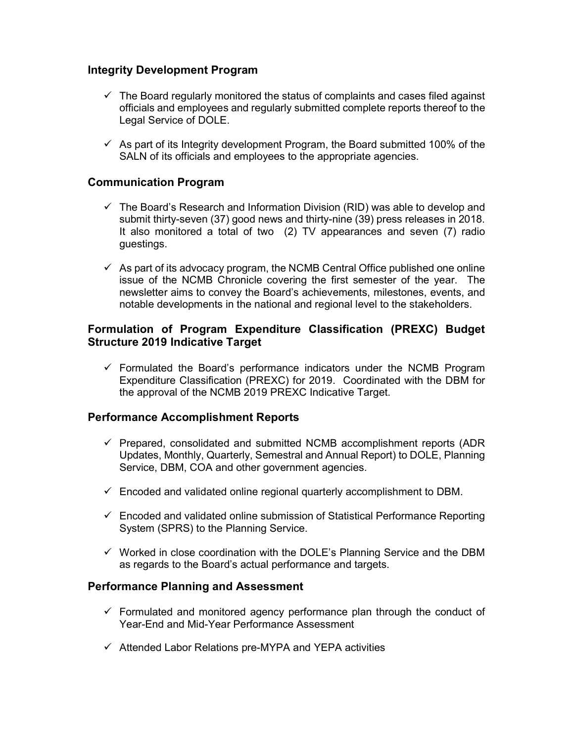## Integrity Development Program

- ✓ The Board regularly monitored the status of complaints and cases filed against officials and employees and regularly submitted complete reports thereof to the Legal Service of DOLE.
- ✓ As part of its Integrity development Program, the Board submitted 100% of the SALN of its officials and employees to the appropriate agencies.

## Communication Program

- ✓ The Board's Research and Information Division (RID) was able to develop and submit thirty-seven (37) good news and thirty-nine (39) press releases in 2018. It also monitored a total of two (2) TV appearances and seven (7) radio guestings.
- ✓ As part of its advocacy program, the NCMB Central Office published one online issue of the NCMB Chronicle covering the first semester of the year. The newsletter aims to convey the Board's achievements, milestones, events, and notable developments in the national and regional level to the stakeholders.

## Formulation of Program Expenditure Classification (PREXC) Budget Structure 2019 Indicative Target

- ✓ Formulated the Board's performance indicators under the NCMB Program Expenditure Classification (PREXC) for 2019. Coordinated with the DBM for the approval of the NCMB 2019 PREXC Indicative Target.

## Performance Accomplishment Reports

- ✓ Prepared, consolidated and submitted NCMB accomplishment reports (ADR Updates, Monthly, Quarterly, Semestral and Annual Report) to DOLE, Planning Service, DBM, COA and other government agencies.
- ✓ Encoded and validated online regional quarterly accomplishment to DBM.
- ✓ Encoded and validated online submission of Statistical Performance Reporting System (SPRS) to the Planning Service.
- ✓ Worked in close coordination with the DOLE's Planning Service and the DBM as regards to the Board's actual performance and targets.

## Performance Planning and Assessment

- ✓ Formulated and monitored agency performance plan through the conduct of Year-End and Mid-Year Performance Assessment
- ✓ Attended Labor Relations pre-MYPA and YEPA activities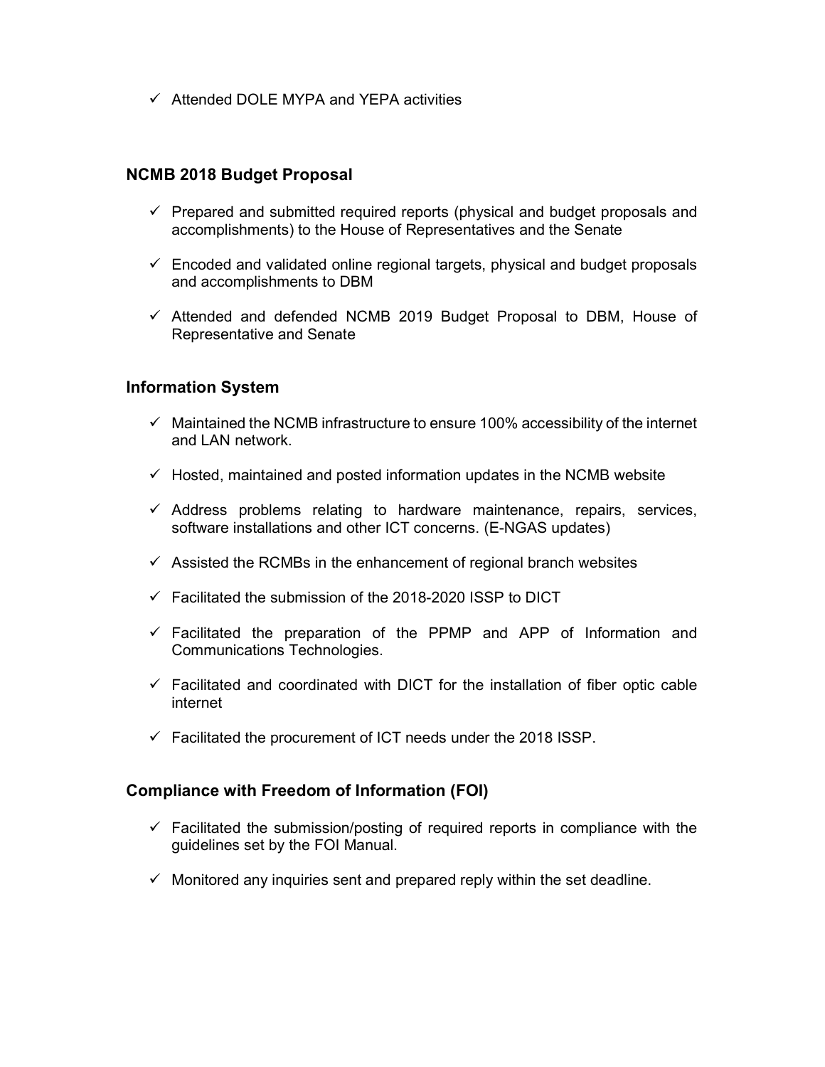- ✓ Attended DOLE MYPA and YEPA activities

### NCMB 2018 Budget Proposal

- ✓ Prepared and submitted required reports (physical and budget proposals and accomplishments) to the House of Representatives and the Senate
- ✓ Encoded and validated online regional targets, physical and budget proposals and accomplishments to DBM
- ✓ Attended and defended NCMB 2019 Budget Proposal to DBM, House of Representative and Senate

### Information System

- ✓ Maintained the NCMB infrastructure to ensure 100% accessibility of the internet and LAN network.
- ✓ Hosted, maintained and posted information updates in the NCMB website
- ✓ Address problems relating to hardware maintenance, repairs, services, software installations and other ICT concerns. (E-NGAS updates)
- ✓ Assisted the RCMBs in the enhancement of regional branch websites
- ✓ Facilitated the submission of the 2018-2020 ISSP to DICT
- ✓ Facilitated the preparation of the PPMP and APP of Information and Communications Technologies.
- ✓ Facilitated and coordinated with DICT for the installation of fiber optic cable internet
- ✓ Facilitated the procurement of ICT needs under the 2018 ISSP.

### Compliance with Freedom of Information (FOI)

- ✓ Facilitated the submission/posting of required reports in compliance with the guidelines set by the FOI Manual.
- ✓ Monitored any inquiries sent and prepared reply within the set deadline.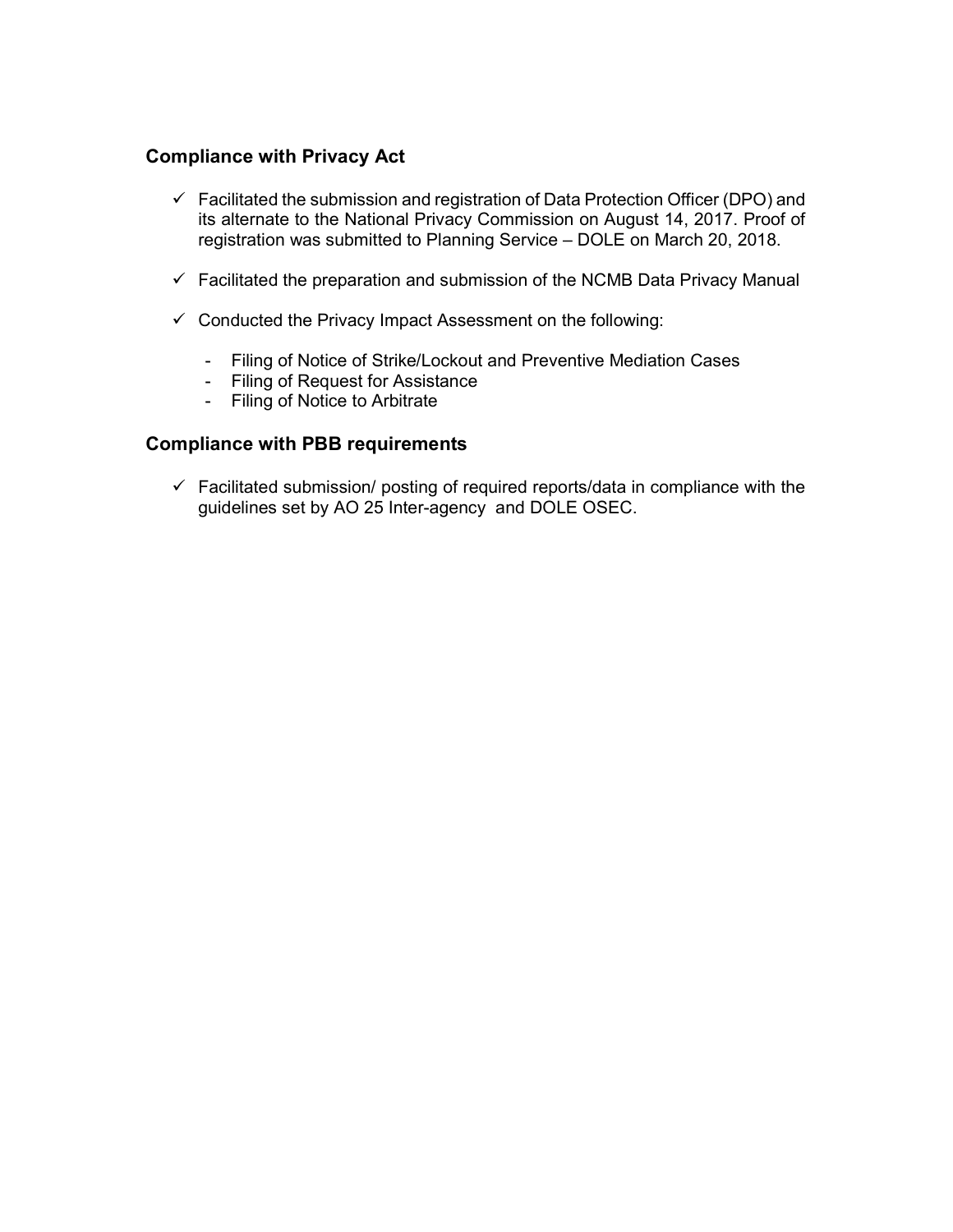### Compliance with Privacy Act

- ✓ Facilitated the submission and registration of Data Protection Officer (DPO) and its alternate to the National Privacy Commission on August 14, 2017. Proof of registration was submitted to Planning Service – DOLE on March 20, 2018.
- ✓ Facilitated the preparation and submission of the NCMB Data Privacy Manual
- ✓ Conducted the Privacy Impact Assessment on the following:
  - Filing of Notice of Strike/Lockout and Preventive Mediation Cases
  - Filing of Request for Assistance
  - Filing of Notice to Arbitrate

### Compliance with PBB requirements

- ✓ Facilitated submission/ posting of required reports/data in compliance with the guidelines set by AO 25 Inter-agency and DOLE OSEC.